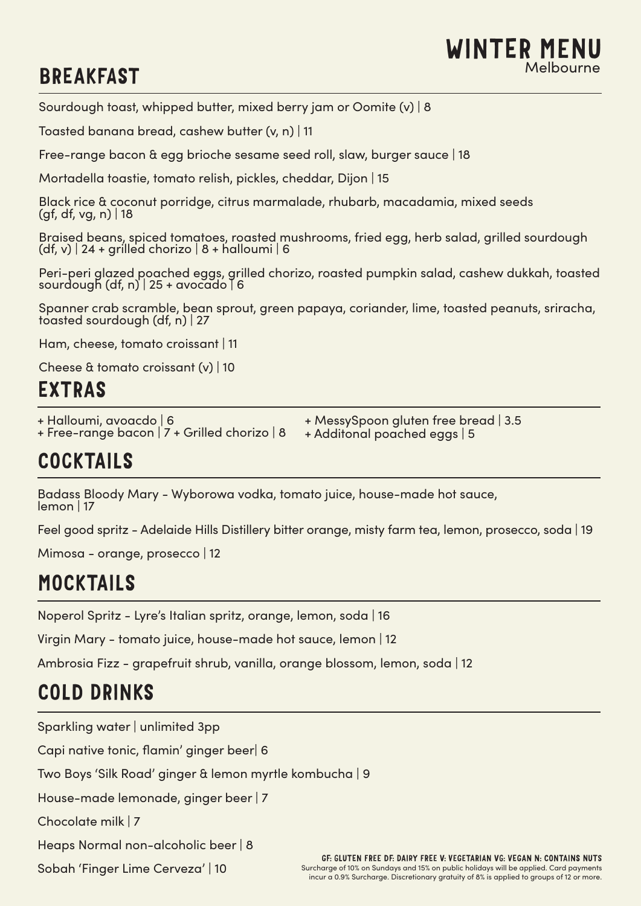# WINTER MENU
Melbourne

## BREAKFAST

Sourdough toast, whipped butter, mixed berry jam or Oomite (v) | 8

Toasted banana bread, cashew butter (v, n) | 11

Free-range bacon & egg brioche sesame seed roll, slaw, burger sauce | 18

Mortadella toastie, tomato relish, pickles, cheddar, Dijon | 15

Black rice & coconut porridge, citrus marmalade, rhubarb, macadamia, mixed seeds (gf, df, vg, n) | 18

Braised beans, spiced tomatoes, roasted mushrooms, fried egg, herb salad, grilled sourdough (df, v) | 24 + grilled chorizo | 8 + halloumi | 6

Peri-peri glazed poached eggs, grilled chorizo, roasted pumpkin salad, cashew dukkah, toasted sourdough (df, n) | 25 + avocado | 6

Spanner crab scramble, bean sprout, green papaya, coriander, lime, toasted peanuts, sriracha, toasted sourdough (df, n) | 27

Ham, cheese, tomato croissant | 11

Cheese & tomato croissant (v) | 10

## EXTRAS

+ Halloumi, avoacdo | 6
+ Free-range bacon | 7 + Grilled chorizo | 8
+ MessySpoon gluten free bread | 3.5
+ Additonal poached eggs | 5

## COCKTAILS

Badass Bloody Mary - Wyborowa vodka, tomato juice, house-made hot sauce, lemon | 17

Feel good spritz - Adelaide Hills Distillery bitter orange, misty farm tea, lemon, prosecco, soda | 19

Mimosa - orange, prosecco | 12

## MOCKTAILS

Noperol Spritz - Lyre's Italian spritz, orange, lemon, soda | 16

Virgin Mary - tomato juice, house-made hot sauce, lemon | 12

Ambrosia Fizz - grapefruit shrub, vanilla, orange blossom, lemon, soda | 12

## COLD DRINKS

Sparkling water | unlimited 3pp

Capi native tonic, flamin' ginger beer| 6

Two Boys 'Silk Road' ginger & lemon myrtle kombucha | 9

House-made lemonade, ginger beer | 7

Chocolate milk | 7

Heaps Normal non-alcoholic beer | 8

Sobah 'Finger Lime Cerveza' | 10

**GF: GLUTEN FREE DF: DAIRY FREE V: VEGETARIAN VG: VEGAN N: CONTAINS NUTS**

Surcharge of 10% on Sundays and 15% on public holidays will be applied. Card payments incur a 0.9% Surcharge. Discretionary gratuity of 8% is applied to groups of 12 or more.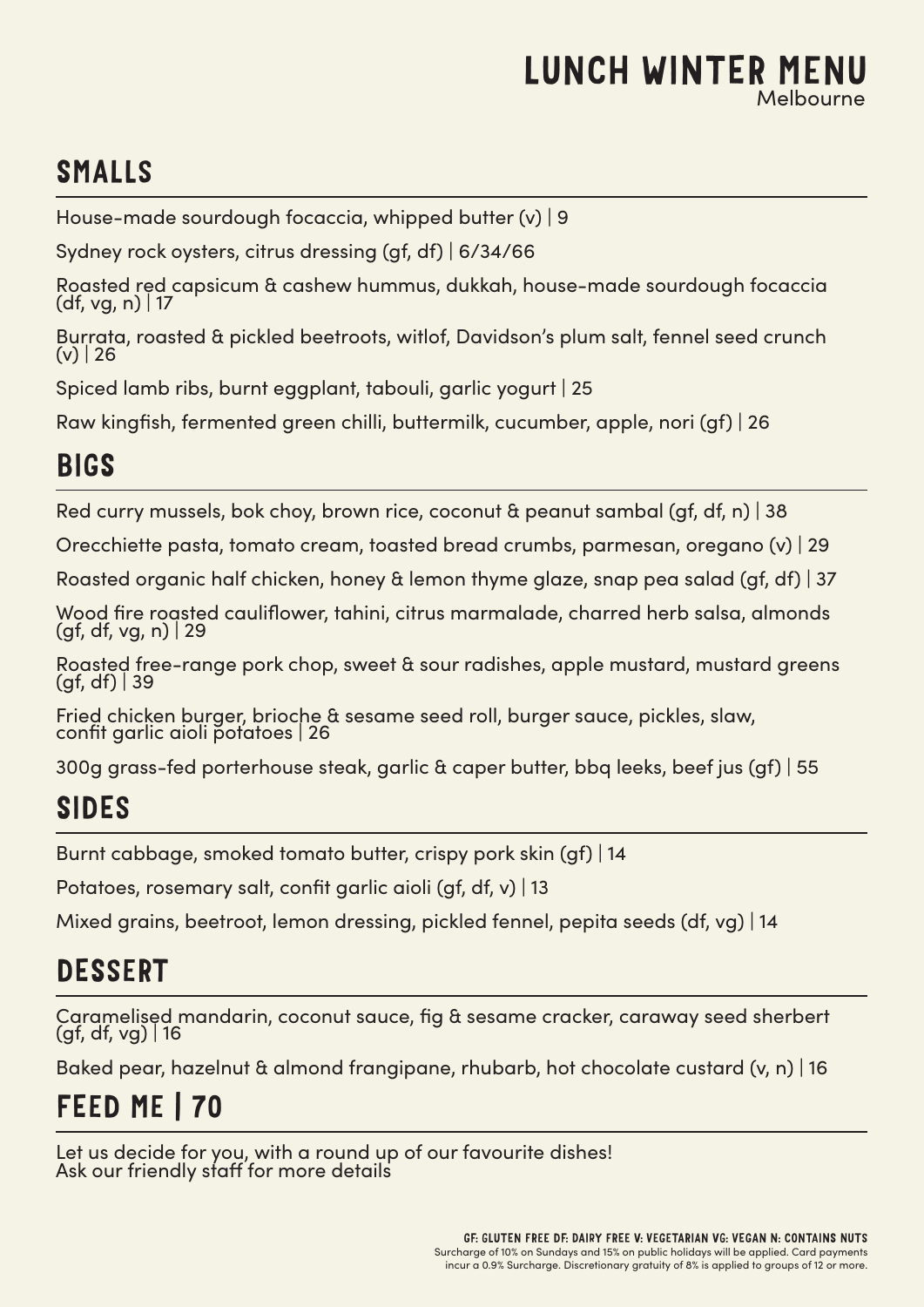# LUNCH WINTER MENU

Melbourne

## SMALLS

House-made sourdough focaccia, whipped butter (v) | 9

Sydney rock oysters, citrus dressing (gf, df) | 6/34/66

Roasted red capsicum & cashew hummus, dukkah, house-made sourdough focaccia (df, vg, n) | 17

Burrata, roasted & pickled beetroots, witlof, Davidson's plum salt, fennel seed crunch (v) | 26

Spiced lamb ribs, burnt eggplant, tabouli, garlic yogurt | 25

Raw kingfish, fermented green chilli, buttermilk, cucumber, apple, nori (gf) | 26

## BIGS

Red curry mussels, bok choy, brown rice, coconut & peanut sambal (gf, df, n) | 38

Orecchiette pasta, tomato cream, toasted bread crumbs, parmesan, oregano (v) | 29

Roasted organic half chicken, honey & lemon thyme glaze, snap pea salad (gf, df) | 37

Wood fire roasted cauliflower, tahini, citrus marmalade, charred herb salsa, almonds (gf, df, vg, n) | 29

Roasted free-range pork chop, sweet & sour radishes, apple mustard, mustard greens (gf, df) | 39

Fried chicken burger, brioche & sesame seed roll, burger sauce, pickles, slaw, confit garlic aioli potatoes | 26

300g grass-fed porterhouse steak, garlic & caper butter, bbq leeks, beef jus (gf) | 55

## SIDES

Burnt cabbage, smoked tomato butter, crispy pork skin (gf) | 14

Potatoes, rosemary salt, confit garlic aioli (gf, df, v) | 13

Mixed grains, beetroot, lemon dressing, pickled fennel, pepita seeds (df, vg) | 14

## DESSERT

Caramelised mandarin, coconut sauce, fig & sesame cracker, caraway seed sherbert (gf, df, vg) | 16

Baked pear, hazelnut & almond frangipane, rhubarb, hot chocolate custard (v, n) | 16

## FEED ME | 70

Let us decide for you, with a round up of our favourite dishes!
Ask our friendly staff for more details

GF: GLUTEN FREE DF: DAIRY FREE V: VEGETARIAN VG: VEGAN N: CONTAINS NUTS
Surcharge of 10% on Sundays and 15% on public holidays will be applied. Card payments incur a 0.9% Surcharge. Discretionary gratuity of 8% is applied to groups of 12 or more.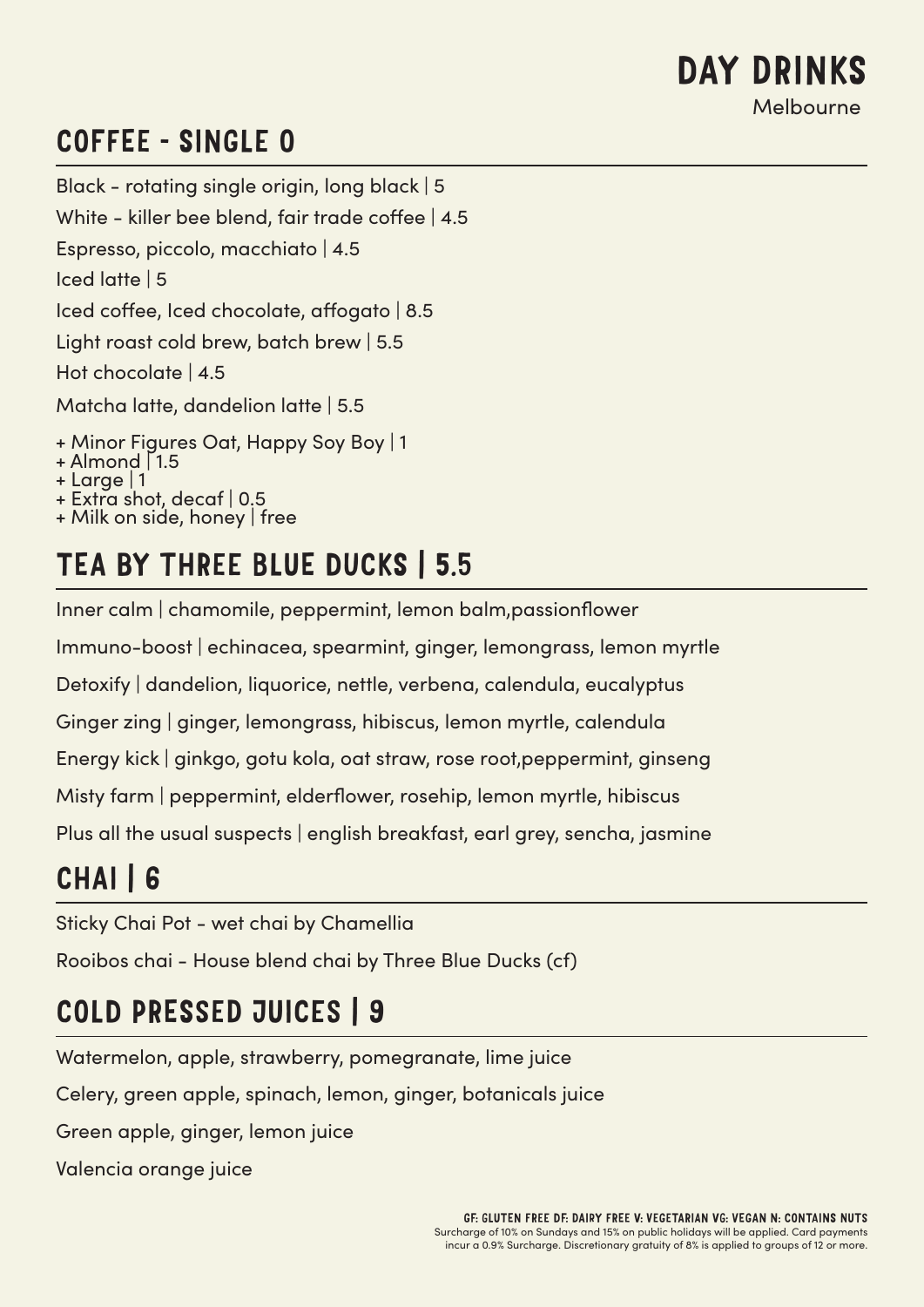# DAY DRINKS

Melbourne

## COFFEE - SINGLE O

Black - rotating single origin, long black | 5

White - killer bee blend, fair trade coffee | 4.5

Espresso, piccolo, macchiato | 4.5

Iced latte | 5

Iced coffee, Iced chocolate, affogato | 8.5

Light roast cold brew, batch brew | 5.5

Hot chocolate | 4.5

Matcha latte, dandelion latte | 5.5

+ Minor Figures Oat, Happy Soy Boy | 1
+ Almond | 1.5
+ Large | 1
+ Extra shot, decaf | 0.5
+ Milk on side, honey | free

## TEA BY THREE BLUE DUCKS | 5.5

Inner calm | chamomile, peppermint, lemon balm,passionflower

Immuno-boost | echinacea, spearmint, ginger, lemongrass, lemon myrtle

Detoxify | dandelion, liquorice, nettle, verbena, calendula, eucalyptus

Ginger zing | ginger, lemongrass, hibiscus, lemon myrtle, calendula

Energy kick | ginkgo, gotu kola, oat straw, rose root,peppermint, ginseng

Misty farm | peppermint, elderflower, rosehip, lemon myrtle, hibiscus

Plus all the usual suspects | english breakfast, earl grey, sencha, jasmine

## CHAI | 6

Sticky Chai Pot - wet chai by Chamellia

Rooibos chai - House blend chai by Three Blue Ducks (cf)

## COLD PRESSED JUICES | 9

Watermelon, apple, strawberry, pomegranate, lime juice

Celery, green apple, spinach, lemon, ginger, botanicals juice

Green apple, ginger, lemon juice

Valencia orange juice

GF: GLUTEN FREE DF: DAIRY FREE V: VEGETARIAN VG: VEGAN N: CONTAINS NUTS

Surcharge of 10% on Sundays and 15% on public holidays will be applied. Card payments incur a 0.9% Surcharge. Discretionary gratuity of 8% is applied to groups of 12 or more.